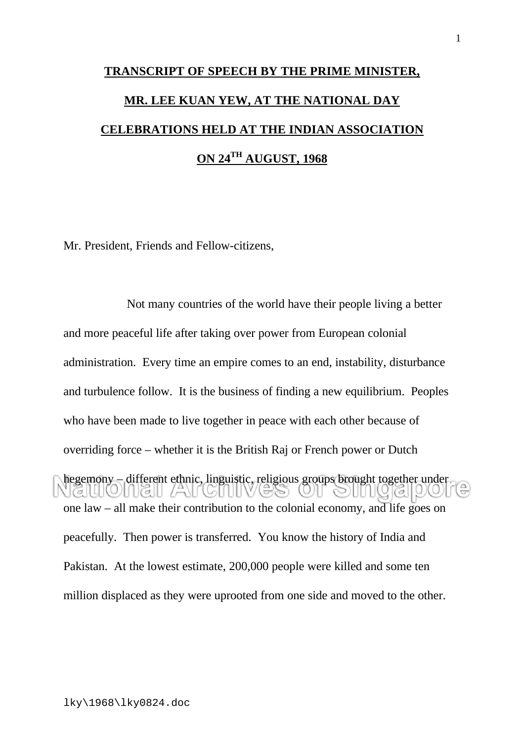**TRANSCRIPT OF SPEECH BY THE PRIME MINISTER, MR. LEE KUAN YEW, AT THE NATIONAL DAY CELEBRATIONS HELD AT THE INDIAN ASSOCIATION ON 24TH AUGUST, 1968**

Mr. President, Friends and Fellow-citizens,

Not many countries of the world have their people living a better and more peaceful life after taking over power from European colonial administration. Every time an empire comes to an end, instability, disturbance and turbulence follow. It is the business of finding a new equilibrium. Peoples who have been made to live together in peace with each other because of overriding force – whether it is the British Raj or French power or Dutch hegemony – different ethnic, linguistic, religious groups brought together under one law – all make their contribution to the colonial economy, and life goes on peacefully. Then power is transferred. You know the history of India and Pakistan. At the lowest estimate, 200,000 people were killed and some ten million displaced as they were uprooted from one side and moved to the other.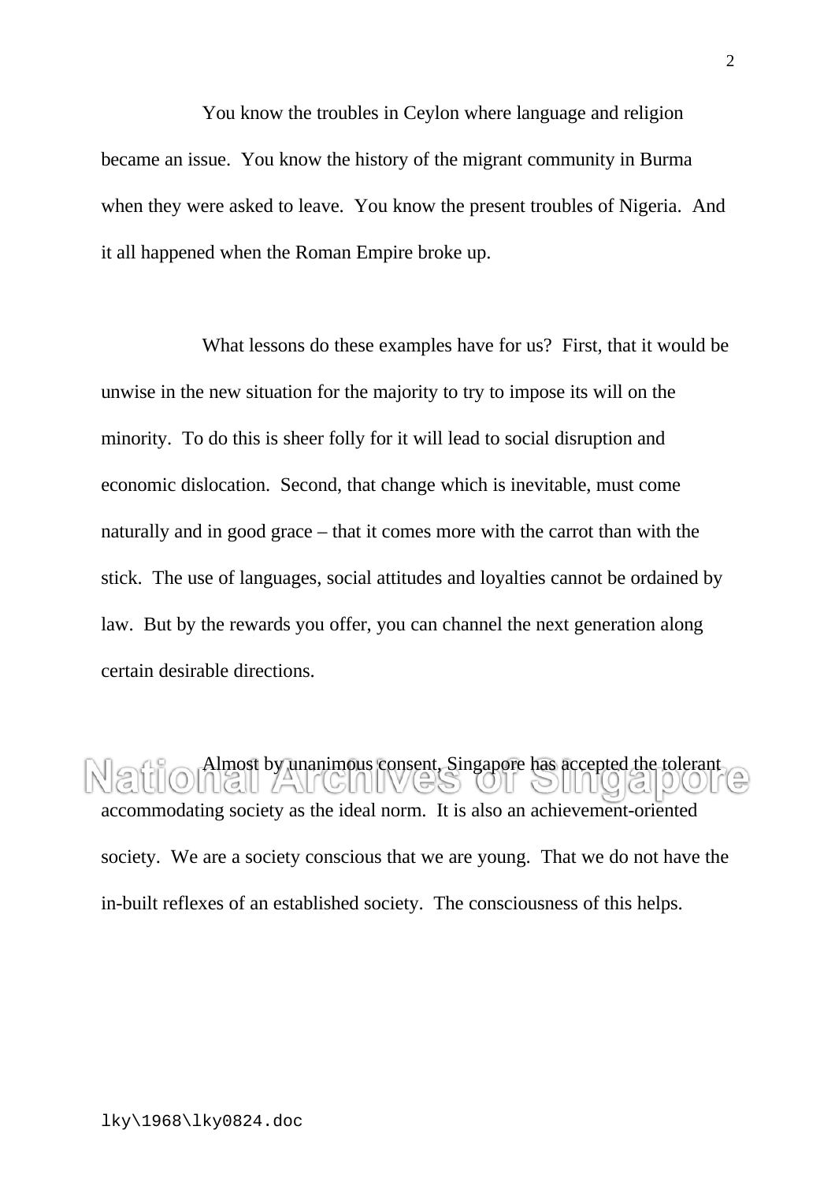You know the troubles in Ceylon where language and religion became an issue.  You know the history of the migrant community in Burma when they were asked to leave.  You know the present troubles of Nigeria.  And it all happened when the Roman Empire broke up.

What lessons do these examples have for us?  First, that it would be unwise in the new situation for the majority to try to impose its will on the minority.  To do this is sheer folly for it will lead to social disruption and economic dislocation.  Second, that change which is inevitable, must come naturally and in good grace – that it comes more with the carrot than with the stick.  The use of languages, social attitudes and loyalties cannot be ordained by law.  But by the rewards you offer, you can channel the next generation along certain desirable directions.

Almost by unanimous consent, Singapore has accepted the tolerant accommodating society as the ideal norm.  It is also an achievement-oriented society.  We are a society conscious that we are young.  That we do not have the in-built reflexes of an established society.  The consciousness of this helps.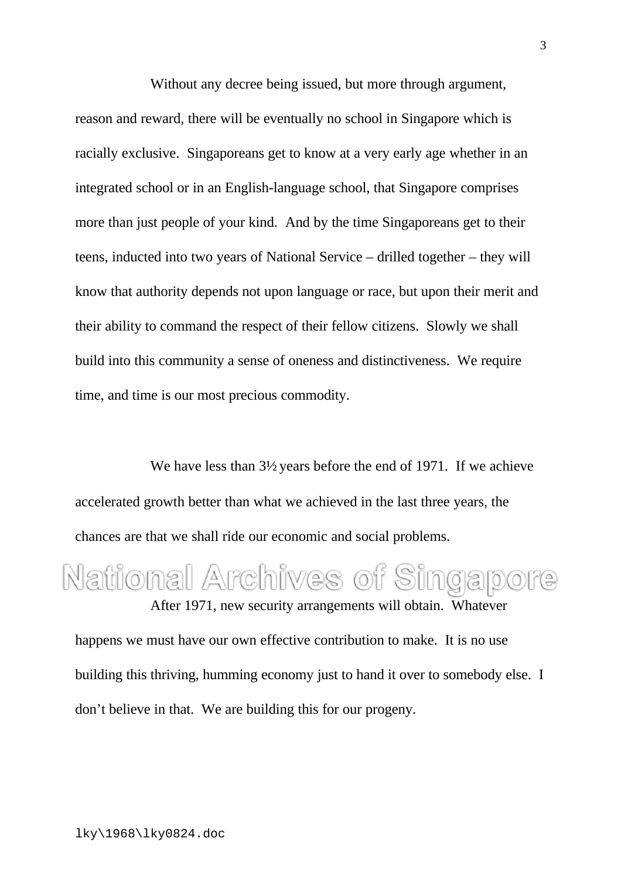Without any decree being issued, but more through argument, reason and reward, there will be eventually no school in Singapore which is racially exclusive. Singaporeans get to know at a very early age whether in an integrated school or in an English-language school, that Singapore comprises more than just people of your kind. And by the time Singaporeans get to their teens, inducted into two years of National Service – drilled together – they will know that authority depends not upon language or race, but upon their merit and their ability to command the respect of their fellow citizens. Slowly we shall build into this community a sense of oneness and distinctiveness. We require time, and time is our most precious commodity.

We have less than 3½ years before the end of 1971. If we achieve accelerated growth better than what we achieved in the last three years, the chances are that we shall ride our economic and social problems.

After 1971, new security arrangements will obtain. Whatever happens we must have our own effective contribution to make. It is no use building this thriving, humming economy just to hand it over to somebody else. I don't believe in that. We are building this for our progeny.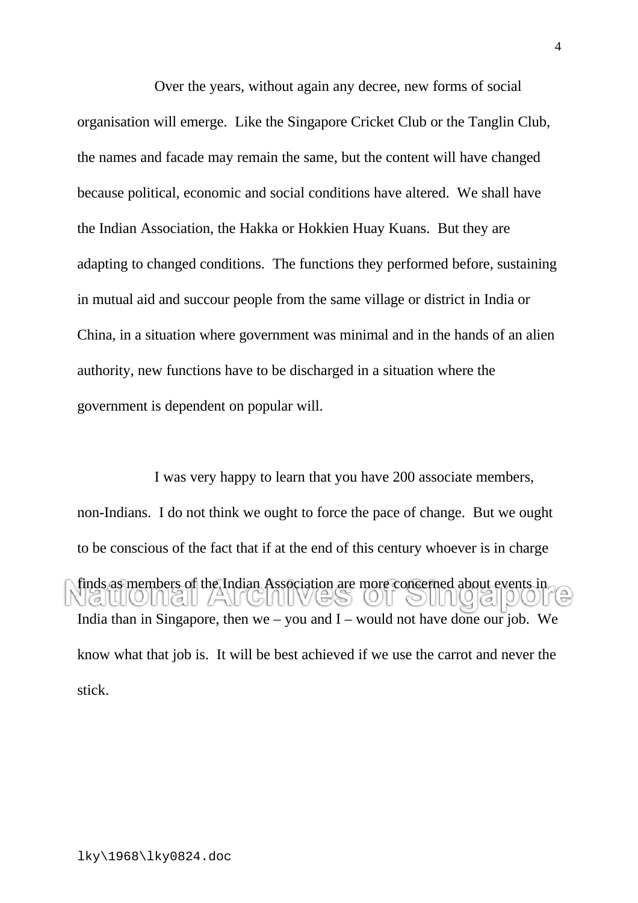Over the years, without again any decree, new forms of social organisation will emerge. Like the Singapore Cricket Club or the Tanglin Club, the names and facade may remain the same, but the content will have changed because political, economic and social conditions have altered. We shall have the Indian Association, the Hakka or Hokkien Huay Kuans. But they are adapting to changed conditions. The functions they performed before, sustaining in mutual aid and succour people from the same village or district in India or China, in a situation where government was minimal and in the hands of an alien authority, new functions have to be discharged in a situation where the government is dependent on popular will.

I was very happy to learn that you have 200 associate members, non-Indians. I do not think we ought to force the pace of change. But we ought to be conscious of the fact that if at the end of this century whoever is in charge finds as members of the Indian Association are more concerned about events in India than in Singapore, then we – you and I – would not have done our job. We know what that job is. It will be best achieved if we use the carrot and never the stick.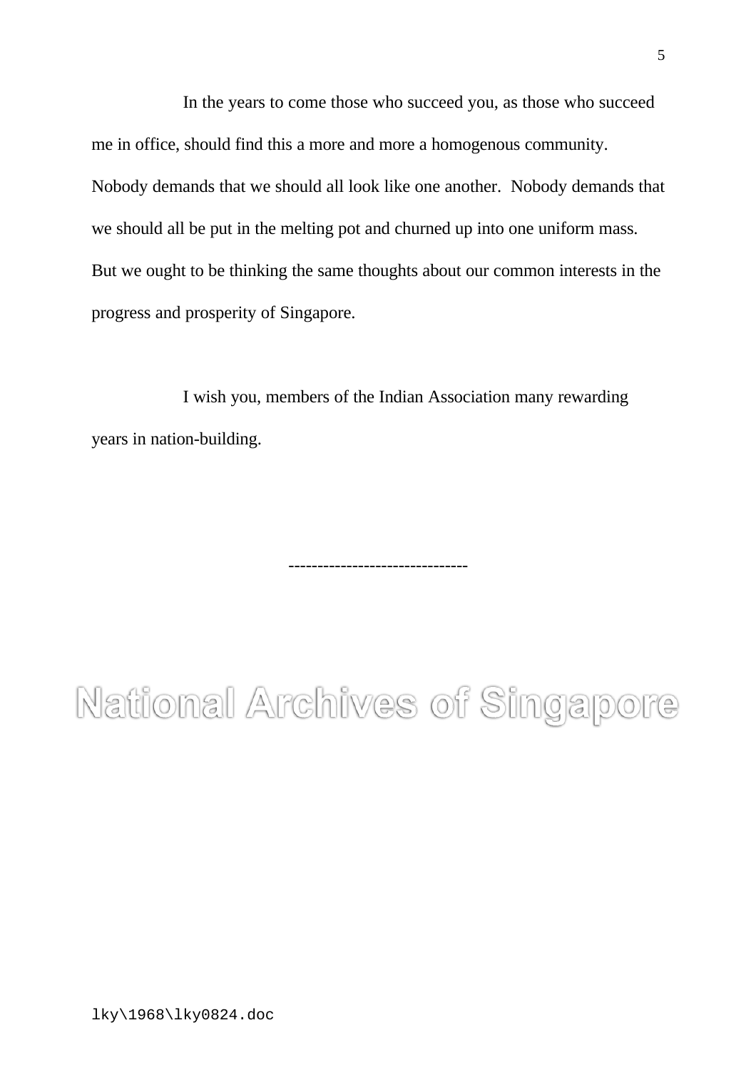In the years to come those who succeed you, as those who succeed me in office, should find this a more and more a homogenous community. Nobody demands that we should all look like one another. Nobody demands that we should all be put in the melting pot and churned up into one uniform mass. But we ought to be thinking the same thoughts about our common interests in the progress and prosperity of Singapore.

I wish you, members of the Indian Association many rewarding years in nation-building.

-------------------------------

lky\1968\lky0824.doc